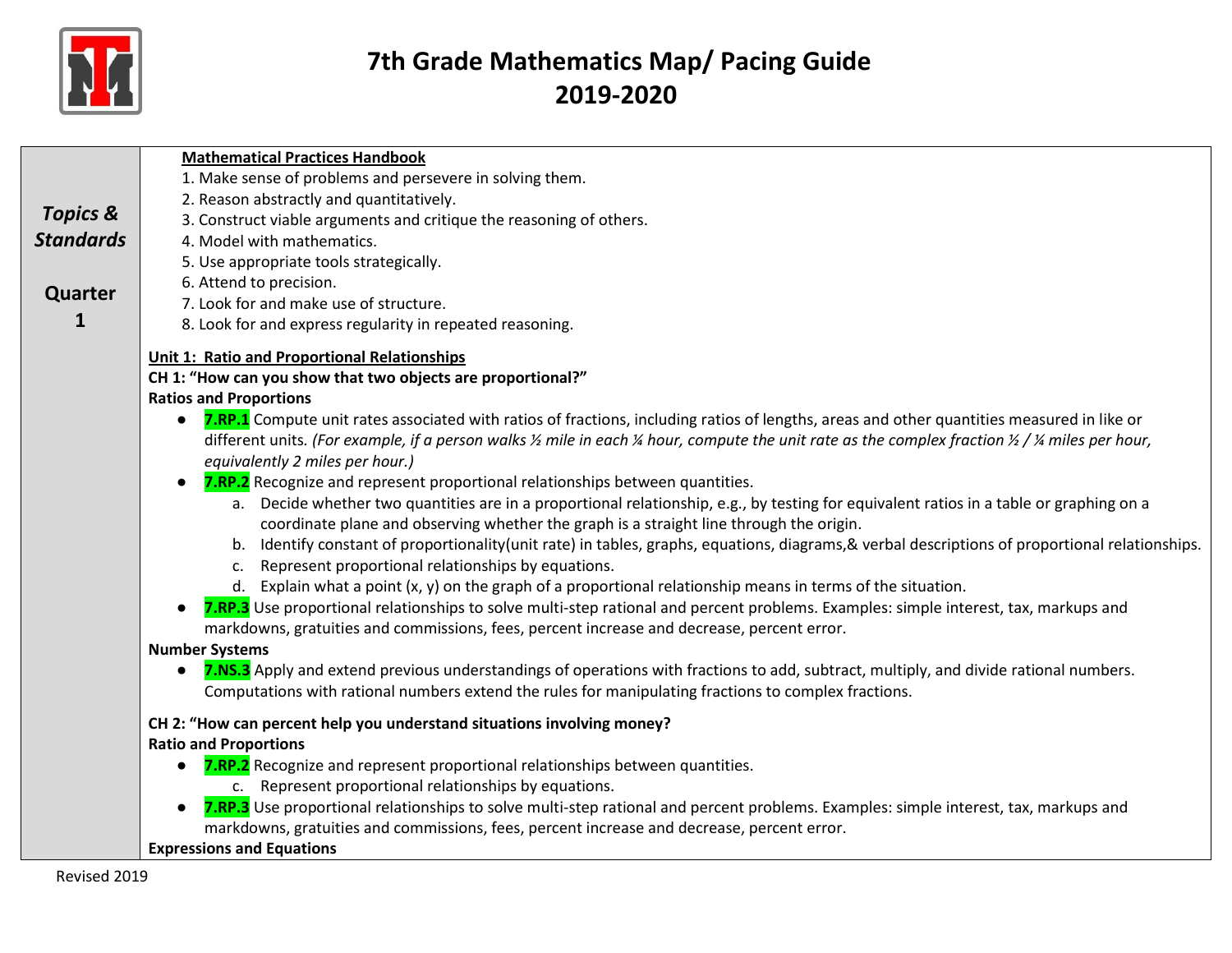# 7th Grade Mathematics Map/ Pacing Guide
# 2019-2020

***Topics & Standards***

**Quarter 1**

**Mathematical Practices Handbook**

1. Make sense of problems and persevere in solving them.
2. Reason abstractly and quantitatively.
3. Construct viable arguments and critique the reasoning of others.
4. Model with mathematics.
5. Use appropriate tools strategically.
6. Attend to precision.
7. Look for and make use of structure.
8. Look for and express regularity in repeated reasoning.

**Unit 1: Ratio and Proportional Relationships**

**CH 1: "How can you show that two objects are proportional?"**

**Ratios and Proportions**

- **7.RP.1** Compute unit rates associated with ratios of fractions, including ratios of lengths, areas and other quantities measured in like or different units*. (For example, if a person walks ½ mile in each ¼ hour, compute the unit rate as the complex fraction ½ / ¼ miles per hour, equivalently 2 miles per hour.)*
- **7.RP.2** Recognize and represent proportional relationships between quantities.
  - a. Decide whether two quantities are in a proportional relationship, e.g., by testing for equivalent ratios in a table or graphing on a coordinate plane and observing whether the graph is a straight line through the origin.
  - b. Identify constant of proportionality(unit rate) in tables, graphs, equations, diagrams,& verbal descriptions of proportional relationships.
  - c. Represent proportional relationships by equations.
  - d. Explain what a point (x, y) on the graph of a proportional relationship means in terms of the situation.
- **7.RP.3** Use proportional relationships to solve multi-step rational and percent problems. Examples: simple interest, tax, markups and markdowns, gratuities and commissions, fees, percent increase and decrease, percent error.

**Number Systems**

- **7.NS.3** Apply and extend previous understandings of operations with fractions to add, subtract, multiply, and divide rational numbers. Computations with rational numbers extend the rules for manipulating fractions to complex fractions.

**CH 2: "How can percent help you understand situations involving money?**

**Ratio and Proportions**

- **7.RP.2** Recognize and represent proportional relationships between quantities.
  - c. Represent proportional relationships by equations.
- **7.RP.3** Use proportional relationships to solve multi-step rational and percent problems. Examples: simple interest, tax, markups and markdowns, gratuities and commissions, fees, percent increase and decrease, percent error.

**Expressions and Equations**

Revised 2019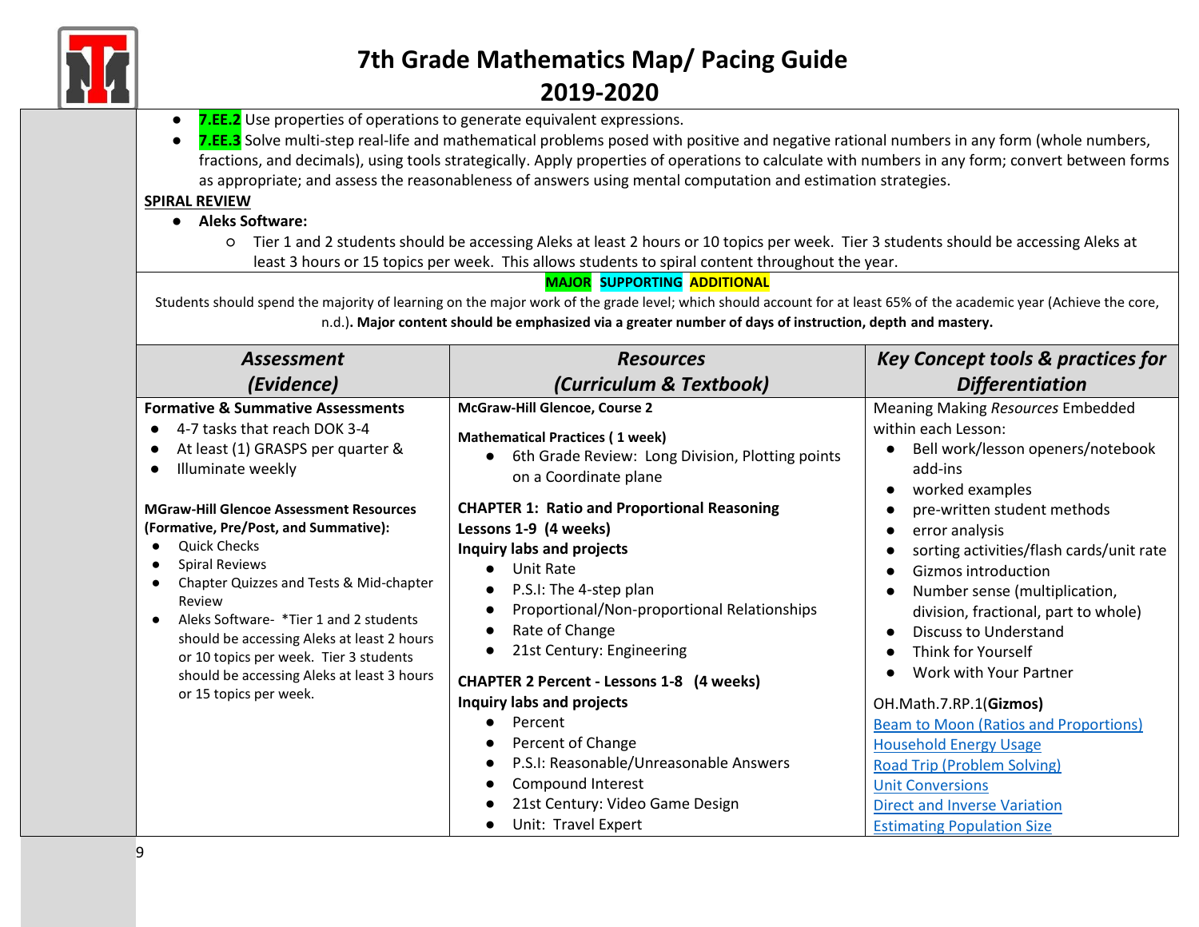# 7th Grade Mathematics Map/ Pacing Guide
## 2019-2020

- **7.EE.2** Use properties of operations to generate equivalent expressions.
- **7.EE.3** Solve multi-step real-life and mathematical problems posed with positive and negative rational numbers in any form (whole numbers, fractions, and decimals), using tools strategically. Apply properties of operations to calculate with numbers in any form; convert between forms as appropriate; and assess the reasonableness of answers using mental computation and estimation strategies.

**SPIRAL REVIEW**

- **Aleks Software:**
  - Tier 1 and 2 students should be accessing Aleks at least 2 hours or 10 topics per week. Tier 3 students should be accessing Aleks at least 3 hours or 15 topics per week. This allows students to spiral content throughout the year.

**MAJOR** **SUPPORTING** **ADDITIONAL**

Students should spend the majority of learning on the major work of the grade level; which should account for at least 65% of the academic year (Achieve the core, n.d.)**. Major content should be emphasized via a greater number of days of instruction, depth and mastery.**

| *Assessment (Evidence)* | *Resources (Curriculum & Textbook)* | *Key Concept tools & practices for Differentiation* |
|---|---|---|
| **Formative & Summative Assessments**<br>● 4-7 tasks that reach DOK 3-4<br>● At least (1) GRASPS per quarter &<br>● Illuminate weekly<br><br>**MGraw-Hill Glencoe Assessment Resources (Formative, Pre/Post, and Summative):**<br>● Quick Checks<br>● Spiral Reviews<br>● Chapter Quizzes and Tests & Mid-chapter Review<br>● Aleks Software- *Tier 1 and 2 students should be accessing Aleks at least 2 hours or 10 topics per week. Tier 3 students should be accessing Aleks at least 3 hours or 15 topics per week. | **McGraw-Hill Glencoe, Course 2**<br><br>**Mathematical Practices ( 1 week)**<br>● 6th Grade Review: Long Division, Plotting points on a Coordinate plane<br><br>**CHAPTER 1: Ratio and Proportional Reasoning Lessons 1-9 (4 weeks)**<br>**Inquiry labs and projects**<br>● Unit Rate<br>● P.S.I: The 4-step plan<br>● Proportional/Non-proportional Relationships<br>● Rate of Change<br>● 21st Century: Engineering<br><br>**CHAPTER 2 Percent - Lessons 1-8 (4 weeks)**<br>**Inquiry labs and projects**<br>● Percent<br>● Percent of Change<br>● P.S.I: Reasonable/Unreasonable Answers<br>● Compound Interest<br>● 21st Century: Video Game Design<br>● Unit: Travel Expert | Meaning Making *Resources* Embedded within each Lesson:<br>● Bell work/lesson openers/notebook add-ins<br>● worked examples<br>● pre-written student methods<br>● error analysis<br>● sorting activities/flash cards/unit rate<br>● Gizmos introduction<br>● Number sense (multiplication, division, fractional, part to whole)<br>● Discuss to Understand<br>● Think for Yourself<br>● Work with Your Partner<br><br>OH.Math.7.RP.1(**Gizmos)**<br>Beam to Moon (Ratios and Proportions)<br>Household Energy Usage<br>Road Trip (Problem Solving)<br>Unit Conversions<br>Direct and Inverse Variation<br>Estimating Population Size |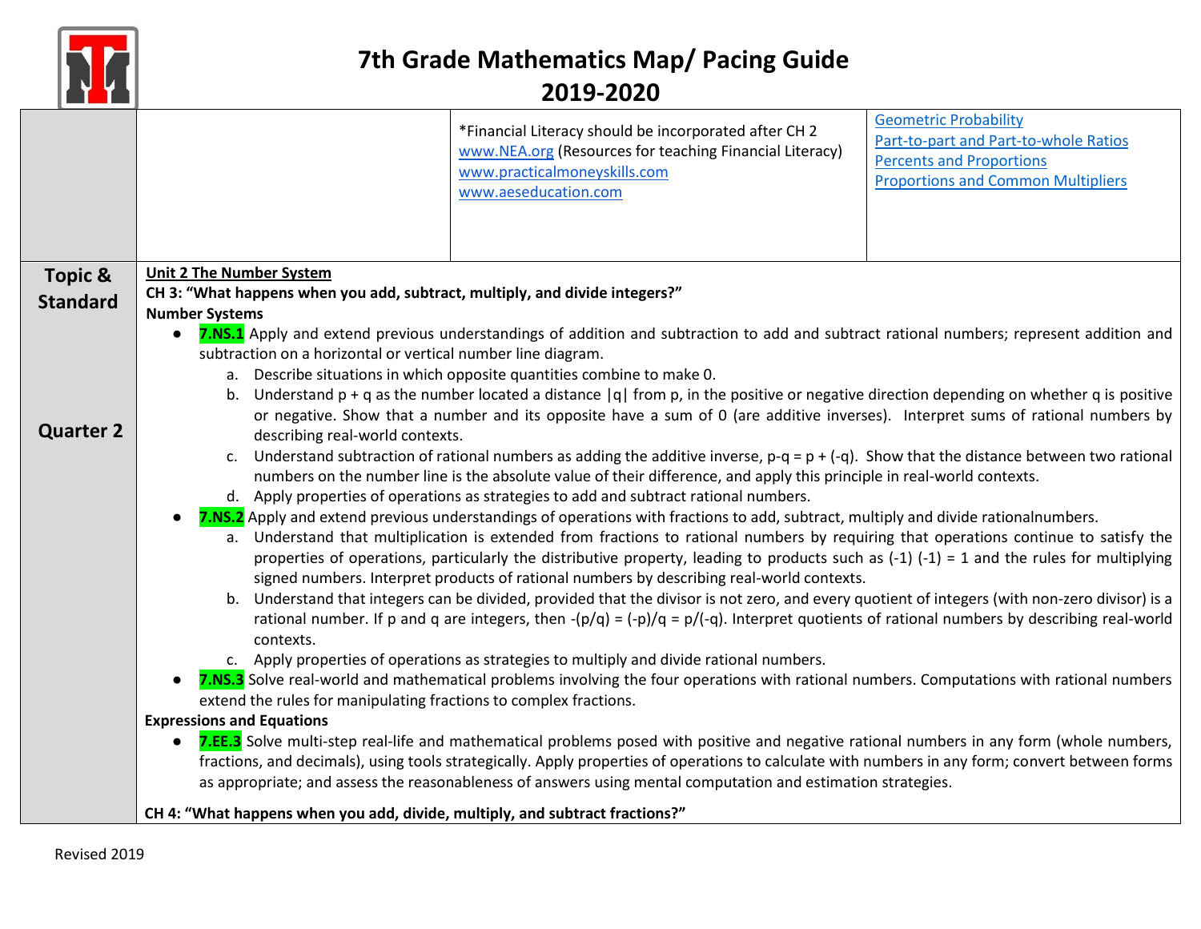# 7th Grade Mathematics Map/ Pacing Guide 2019-2020

| | | | |
|---|---|---|---|
| | | *Financial Literacy should be incorporated after CH 2<br>www.NEA.org (Resources for teaching Financial Literacy)<br>www.practicalmoneyskills.com<br>www.aeseducation.com | Geometric Probability<br>Part-to-part and Part-to-whole Ratios<br>Percents and Proportions<br>Proportions and Common Multipliers |

**Topic & Standard**

**Quarter 2**

**Unit 2 The Number System**

**CH 3: "What happens when you add, subtract, multiply, and divide integers?"**

**Number Systems**

- **7.NS.1** Apply and extend previous understandings of addition and subtraction to add and subtract rational numbers; represent addition and subtraction on a horizontal or vertical number line diagram.
  a. Describe situations in which opposite quantities combine to make 0.
  b. Understand $p + q$ as the number located a distance $|q|$ from p, in the positive or negative direction depending on whether q is positive or negative. Show that a number and its opposite have a sum of 0 (are additive inverses). Interpret sums of rational numbers by describing real-world contexts.
  c. Understand subtraction of rational numbers as adding the additive inverse, $p-q = p + (-q)$. Show that the distance between two rational numbers on the number line is the absolute value of their difference, and apply this principle in real-world contexts.
  d. Apply properties of operations as strategies to add and subtract rational numbers.
- **7.NS.2** Apply and extend previous understandings of operations with fractions to add, subtract, multiply and divide rationalnumbers.
  a. Understand that multiplication is extended from fractions to rational numbers by requiring that operations continue to satisfy the properties of operations, particularly the distributive property, leading to products such as $(-1)(-1) = 1$ and the rules for multiplying signed numbers. Interpret products of rational numbers by describing real-world contexts.
  b. Understand that integers can be divided, provided that the divisor is not zero, and every quotient of integers (with non-zero divisor) is a rational number. If p and q are integers, then $-(p/q) = (-p)/q = p/(-q)$. Interpret quotients of rational numbers by describing real-world contexts.
  c. Apply properties of operations as strategies to multiply and divide rational numbers.
- **7.NS.3** Solve real-world and mathematical problems involving the four operations with rational numbers. Computations with rational numbers extend the rules for manipulating fractions to complex fractions.

**Expressions and Equations**

- **7.EE.3** Solve multi-step real-life and mathematical problems posed with positive and negative rational numbers in any form (whole numbers, fractions, and decimals), using tools strategically. Apply properties of operations to calculate with numbers in any form; convert between forms as appropriate; and assess the reasonableness of answers using mental computation and estimation strategies.

**CH 4: "What happens when you add, divide, multiply, and subtract fractions?"**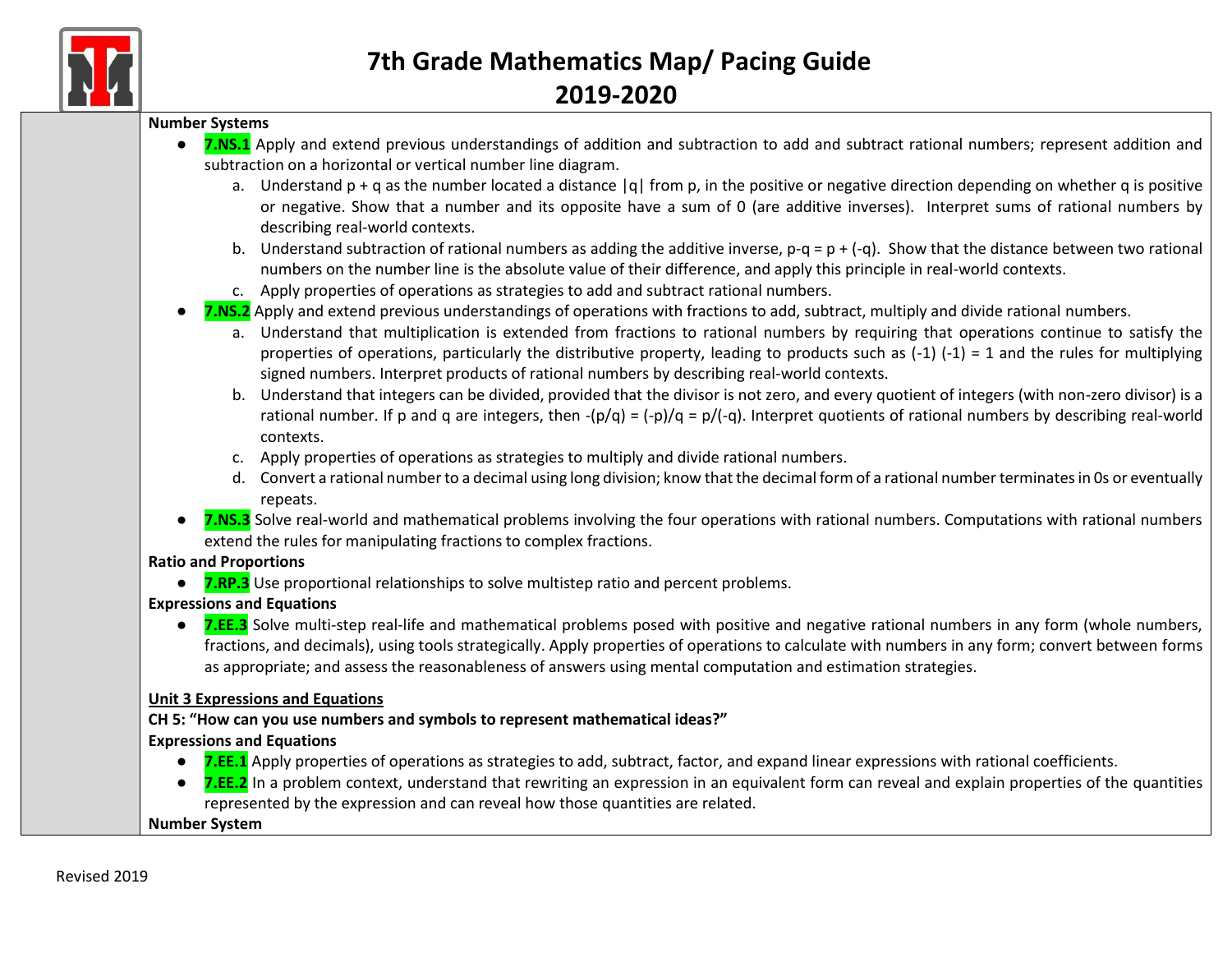# 7th Grade Mathematics Map/ Pacing Guide 2019-2020

**Number Systems**

- **7.NS.1** Apply and extend previous understandings of addition and subtraction to add and subtract rational numbers; represent addition and subtraction on a horizontal or vertical number line diagram.
  a. Understand $p + q$ as the number located a distance $|q|$ from $p$, in the positive or negative direction depending on whether $q$ is positive or negative. Show that a number and its opposite have a sum of 0 (are additive inverses). Interpret sums of rational numbers by describing real-world contexts.
  b. Understand subtraction of rational numbers as adding the additive inverse, $p-q = p + (-q)$. Show that the distance between two rational numbers on the number line is the absolute value of their difference, and apply this principle in real-world contexts.
  c. Apply properties of operations as strategies to add and subtract rational numbers.
- **7.NS.2** Apply and extend previous understandings of operations with fractions to add, subtract, multiply and divide rational numbers.
  a. Understand that multiplication is extended from fractions to rational numbers by requiring that operations continue to satisfy the properties of operations, particularly the distributive property, leading to products such as $(-1)(-1) = 1$ and the rules for multiplying signed numbers. Interpret products of rational numbers by describing real-world contexts.
  b. Understand that integers can be divided, provided that the divisor is not zero, and every quotient of integers (with non-zero divisor) is a rational number. If $p$ and $q$ are integers, then $-(p/q) = (-p)/q = p/(-q)$. Interpret quotients of rational numbers by describing real-world contexts.
  c. Apply properties of operations as strategies to multiply and divide rational numbers.
  d. Convert a rational number to a decimal using long division; know that the decimal form of a rational number terminates in 0s or eventually repeats.
- **7.NS.3** Solve real-world and mathematical problems involving the four operations with rational numbers. Computations with rational numbers extend the rules for manipulating fractions to complex fractions.

**Ratio and Proportions**

- **7.RP.3** Use proportional relationships to solve multistep ratio and percent problems.

**Expressions and Equations**

- **7.EE.3** Solve multi-step real-life and mathematical problems posed with positive and negative rational numbers in any form (whole numbers, fractions, and decimals), using tools strategically. Apply properties of operations to calculate with numbers in any form; convert between forms as appropriate; and assess the reasonableness of answers using mental computation and estimation strategies.

**Unit 3 Expressions and Equations**

**CH 5: "How can you use numbers and symbols to represent mathematical ideas?"**

**Expressions and Equations**

- **7.EE.1** Apply properties of operations as strategies to add, subtract, factor, and expand linear expressions with rational coefficients.
- **7.EE.2** In a problem context, understand that rewriting an expression in an equivalent form can reveal and explain properties of the quantities represented by the expression and can reveal how those quantities are related.

**Number System**

Revised 2019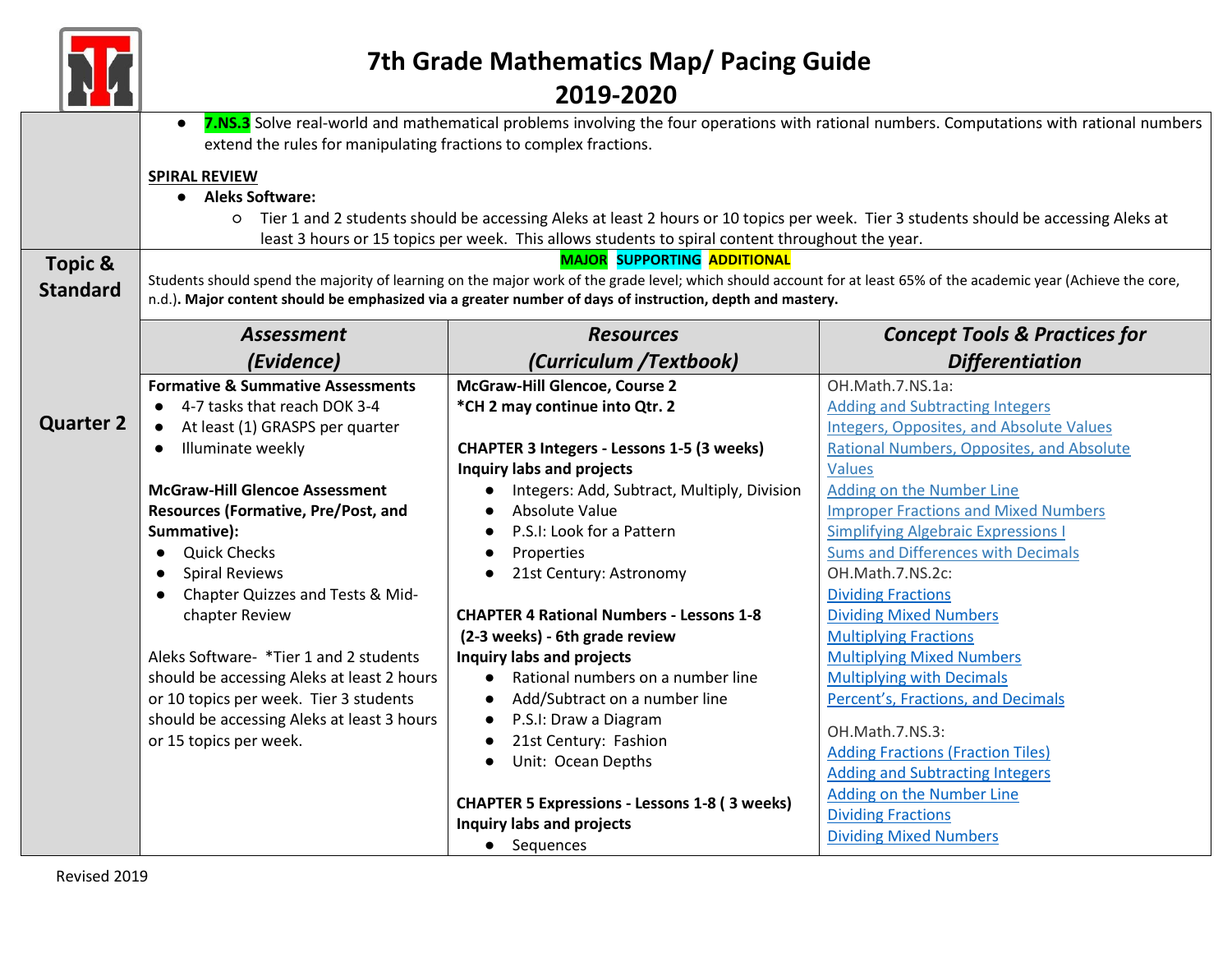# 7th Grade Mathematics Map/ Pacing Guide 2019-2020

- **7.NS.3** Solve real-world and mathematical problems involving the four operations with rational numbers. Computations with rational numbers extend the rules for manipulating fractions to complex fractions.

**SPIRAL REVIEW**

- **Aleks Software:**
  - Tier 1 and 2 students should be accessing Aleks at least 2 hours or 10 topics per week. Tier 3 students should be accessing Aleks at least 3 hours or 15 topics per week. This allows students to spiral content throughout the year.

**Topic & Standard**

**MAJOR** **SUPPORTING** **ADDITIONAL**

Students should spend the majority of learning on the major work of the grade level; which should account for at least 65% of the academic year (Achieve the core, n.d.)**. Major content should be emphasized via a greater number of days of instruction, depth and mastery.**

| | *Assessment (Evidence)* | *Resources (Curriculum /Textbook)* | *Concept Tools & Practices for Differentiation* |
|---|---|---|---|
| **Quarter 2** | **Formative & Summative Assessments**<br>● 4-7 tasks that reach DOK 3-4<br>● At least (1) GRASPS per quarter<br>● Illuminate weekly<br><br>**McGraw-Hill Glencoe Assessment Resources (Formative, Pre/Post, and Summative):**<br>● Quick Checks<br>● Spiral Reviews<br>● Chapter Quizzes and Tests & Mid-chapter Review<br><br>Aleks Software- *Tier 1 and 2 students should be accessing Aleks at least 2 hours or 10 topics per week. Tier 3 students should be accessing Aleks at least 3 hours or 15 topics per week. | **McGraw-Hill Glencoe, Course 2**<br>***CH 2 may continue into Qtr. 2**<br><br>**CHAPTER 3 Integers - Lessons 1-5 (3 weeks)**<br>**Inquiry labs and projects**<br>● Integers: Add, Subtract, Multiply, Division<br>● Absolute Value<br>● P.S.I: Look for a Pattern<br>● Properties<br>● 21st Century: Astronomy<br><br>**CHAPTER 4 Rational Numbers - Lessons 1-8 (2-3 weeks) - 6th grade review**<br>**Inquiry labs and projects**<br>● Rational numbers on a number line<br>● Add/Subtract on a number line<br>● P.S.I: Draw a Diagram<br>● 21st Century: Fashion<br>● Unit: Ocean Depths<br><br>**CHAPTER 5 Expressions - Lessons 1-8 ( 3 weeks)**<br>**Inquiry labs and projects**<br>● Sequences | OH.Math.7.NS.1a:<br>Adding and Subtracting Integers<br>Integers, Opposites, and Absolute Values<br>Rational Numbers, Opposites, and Absolute Values<br>Adding on the Number Line<br>Improper Fractions and Mixed Numbers<br>Simplifying Algebraic Expressions I<br>Sums and Differences with Decimals<br>OH.Math.7.NS.2c:<br>Dividing Fractions<br>Dividing Mixed Numbers<br>Multiplying Fractions<br>Multiplying Mixed Numbers<br>Multiplying with Decimals<br>Percent's, Fractions, and Decimals<br><br>OH.Math.7.NS.3:<br>Adding Fractions (Fraction Tiles)<br>Adding and Subtracting Integers<br>Adding on the Number Line<br>Dividing Fractions<br>Dividing Mixed Numbers |

Revised 2019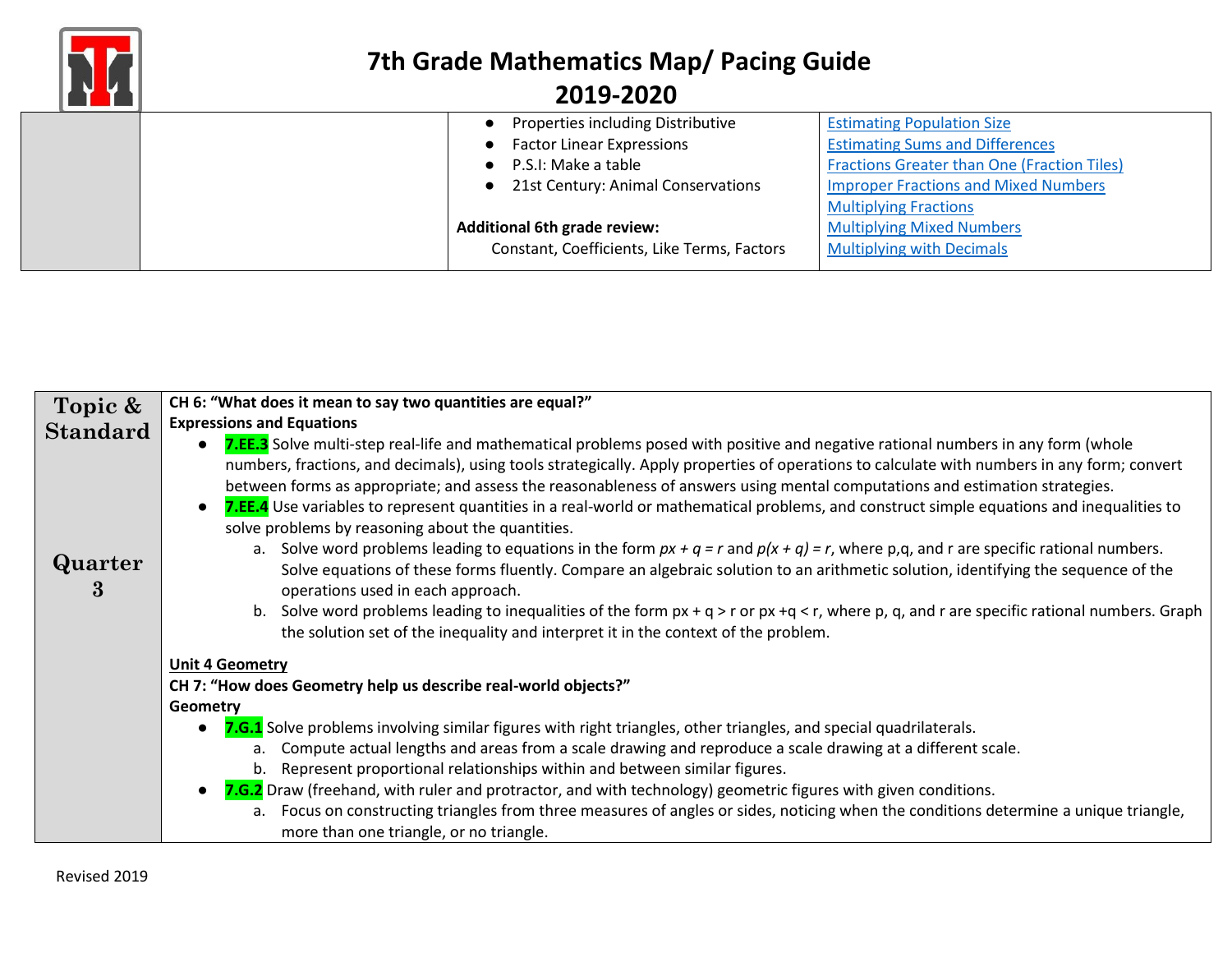# 7th Grade Mathematics Map/ Pacing Guide

## 2019-2020

| | | | |
|---|---|---|---|
| | | ● Properties including Distributive<br>● Factor Linear Expressions<br>● P.S.I: Make a table<br>● 21st Century: Animal Conservations<br><br>**Additional 6th grade review:**<br>Constant, Coefficients, Like Terms, Factors | Estimating Population Size<br>Estimating Sums and Differences<br>Fractions Greater than One (Fraction Tiles)<br>Improper Fractions and Mixed Numbers<br>Multiplying Fractions<br>Multiplying Mixed Numbers<br>Multiplying with Decimals |

| Topic & Standard<br><br>Quarter 3 | |
|---|---|
| | **CH 6: "What does it mean to say two quantities are equal?"**<br>**Expressions and Equations**<br>● **7.EE.3** Solve multi-step real-life and mathematical problems posed with positive and negative rational numbers in any form (whole numbers, fractions, and decimals), using tools strategically. Apply properties of operations to calculate with numbers in any form; convert between forms as appropriate; and assess the reasonableness of answers using mental computations and estimation strategies.<br>● **7.EE.4** Use variables to represent quantities in a real-world or mathematical problems, and construct simple equations and inequalities to solve problems by reasoning about the quantities.<br>a. Solve word problems leading to equations in the form $px + q = r$ and $p(x + q) = r$, where p,q, and r are specific rational numbers. Solve equations of these forms fluently. Compare an algebraic solution to an arithmetic solution, identifying the sequence of the operations used in each approach.<br>b. Solve word problems leading to inequalities of the form $px + q > r$ or $px + q < r$, where p, q, and r are specific rational numbers. Graph the solution set of the inequality and interpret it in the context of the problem.<br><br>__Unit 4 Geometry__<br>**CH 7: "How does Geometry help us describe real-world objects?"**<br>**Geometry**<br>● **7.G.1** Solve problems involving similar figures with right triangles, other triangles, and special quadrilaterals.<br>a. Compute actual lengths and areas from a scale drawing and reproduce a scale drawing at a different scale.<br>b. Represent proportional relationships within and between similar figures.<br>● **7.G.2** Draw (freehand, with ruler and protractor, and with technology) geometric figures with given conditions.<br>a. Focus on constructing triangles from three measures of angles or sides, noticing when the conditions determine a unique triangle, more than one triangle, or no triangle. |

Revised 2019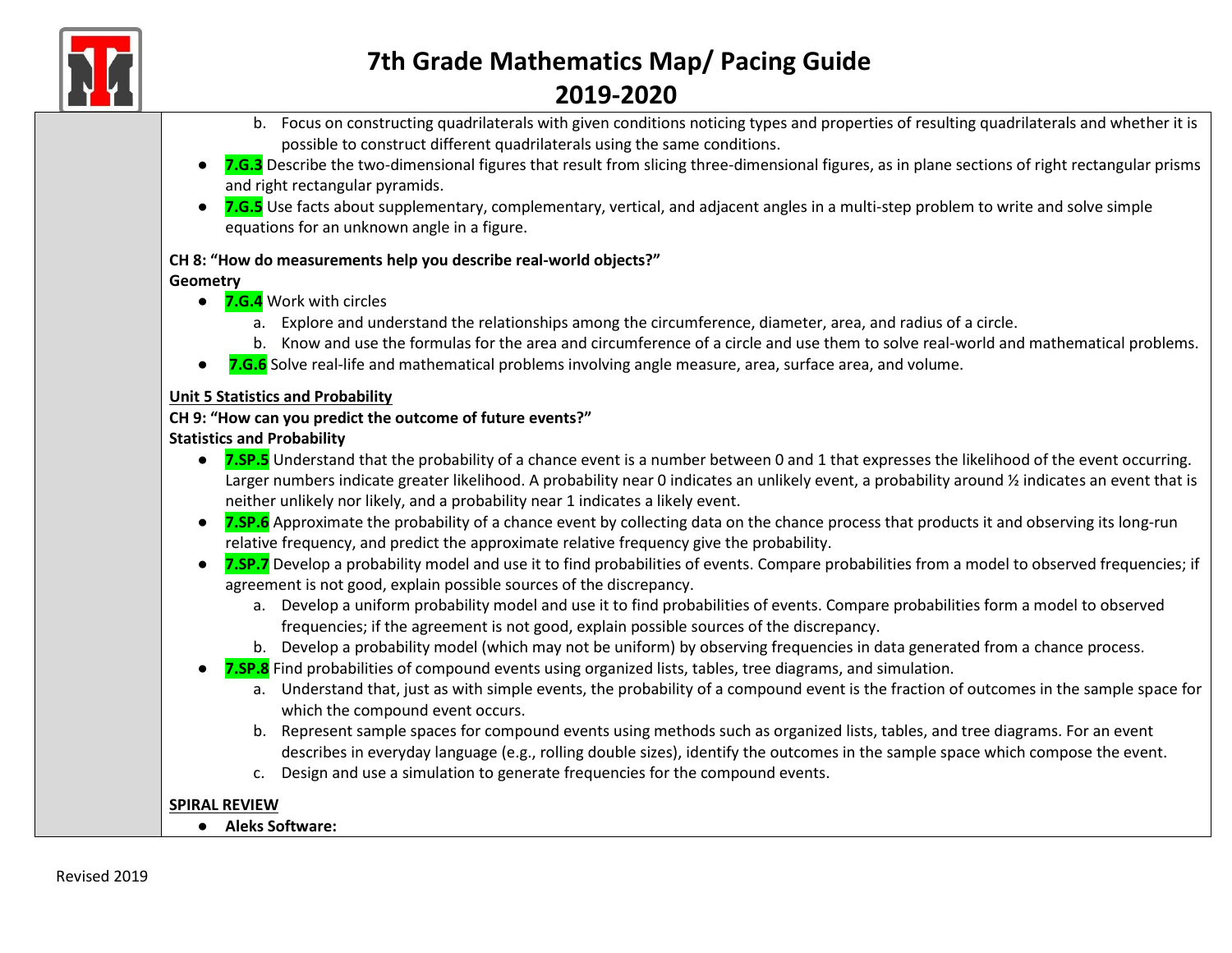b. Focus on constructing quadrilaterals with given conditions noticing types and properties of resulting quadrilaterals and whether it is possible to construct different quadrilaterals using the same conditions.

- **7.G.3** Describe the two-dimensional figures that result from slicing three-dimensional figures, as in plane sections of right rectangular prisms and right rectangular pyramids.
- **7.G.5** Use facts about supplementary, complementary, vertical, and adjacent angles in a multi-step problem to write and solve simple equations for an unknown angle in a figure.

**CH 8: "How do measurements help you describe real-world objects?"**
**Geometry**

- **7.G.4** Work with circles
  a. Explore and understand the relationships among the circumference, diameter, area, and radius of a circle.
  b. Know and use the formulas for the area and circumference of a circle and use them to solve real-world and mathematical problems.
- **7.G.6** Solve real-life and mathematical problems involving angle measure, area, surface area, and volume.

**Unit 5 Statistics and Probability**

**CH 9: "How can you predict the outcome of future events?"**
**Statistics and Probability**

- **7.SP.5** Understand that the probability of a chance event is a number between 0 and 1 that expresses the likelihood of the event occurring. Larger numbers indicate greater likelihood. A probability near 0 indicates an unlikely event, a probability around ½ indicates an event that is neither unlikely nor likely, and a probability near 1 indicates a likely event.
- **7.SP.6** Approximate the probability of a chance event by collecting data on the chance process that products it and observing its long-run relative frequency, and predict the approximate relative frequency give the probability.
- **7.SP.7** Develop a probability model and use it to find probabilities of events. Compare probabilities from a model to observed frequencies; if agreement is not good, explain possible sources of the discrepancy.
  a. Develop a uniform probability model and use it to find probabilities of events. Compare probabilities form a model to observed frequencies; if the agreement is not good, explain possible sources of the discrepancy.
  b. Develop a probability model (which may not be uniform) by observing frequencies in data generated from a chance process.
- **7.SP.8** Find probabilities of compound events using organized lists, tables, tree diagrams, and simulation.
  a. Understand that, just as with simple events, the probability of a compound event is the fraction of outcomes in the sample space for which the compound event occurs.
  b. Represent sample spaces for compound events using methods such as organized lists, tables, and tree diagrams. For an event describes in everyday language (e.g., rolling double sizes), identify the outcomes in the sample space which compose the event.
  c. Design and use a simulation to generate frequencies for the compound events.

**SPIRAL REVIEW**

- **Aleks Software:**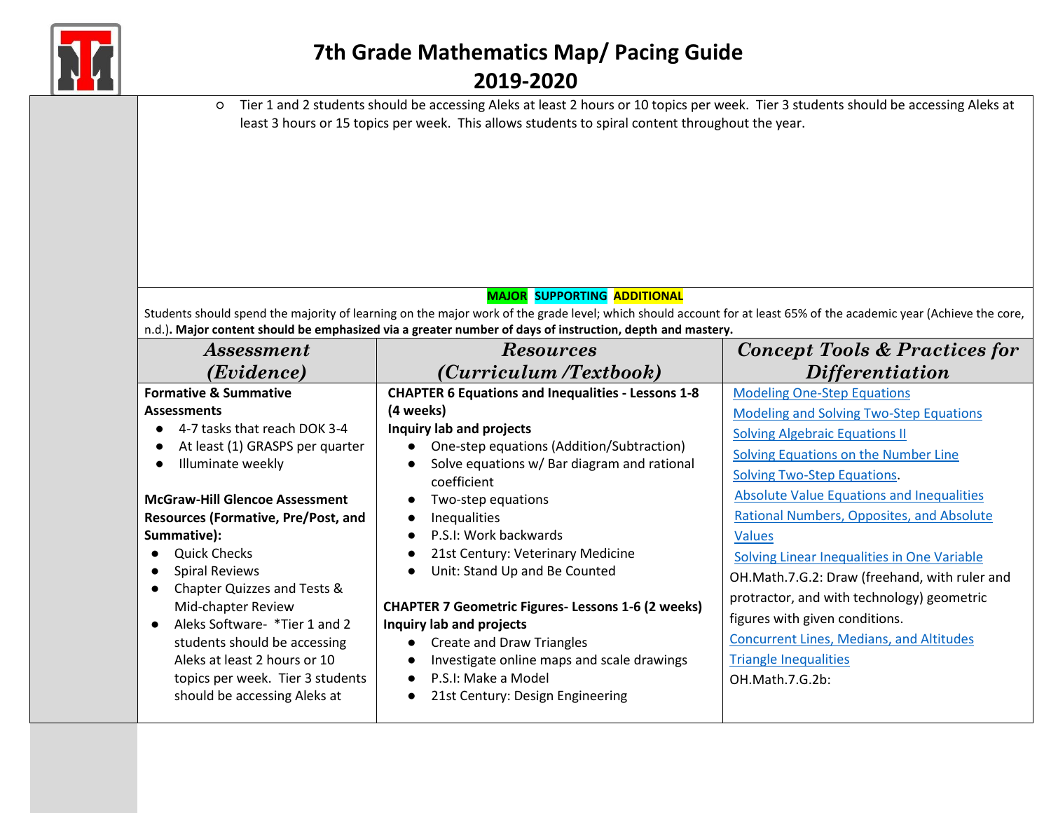# 7th Grade Mathematics Map/ Pacing Guide
## 2019-2020

- Tier 1 and 2 students should be accessing Aleks at least 2 hours or 10 topics per week. Tier 3 students should be accessing Aleks at least 3 hours or 15 topics per week. This allows students to spiral content throughout the year.

**MAJOR SUPPORTING ADDITIONAL**

Students should spend the majority of learning on the major work of the grade level; which should account for at least 65% of the academic year (Achieve the core, n.d.). **Major content should be emphasized via a greater number of days of instruction, depth and mastery.**

| *Assessment (Evidence)* | *Resources (Curriculum /Textbook)* | *Concept Tools & Practices for Differentiation* |
|---|---|---|
| **Formative & Summative Assessments**<br>● 4-7 tasks that reach DOK 3-4<br>● At least (1) GRASPS per quarter<br>● Illuminate weekly<br><br>**McGraw-Hill Glencoe Assessment Resources (Formative, Pre/Post, and Summative):**<br>● Quick Checks<br>● Spiral Reviews<br>● Chapter Quizzes and Tests & Mid-chapter Review<br>● Aleks Software- *Tier 1 and 2 students should be accessing Aleks at least 2 hours or 10 topics per week. Tier 3 students should be accessing Aleks at | **CHAPTER 6 Equations and Inequalities - Lessons 1-8 (4 weeks)**<br>**Inquiry lab and projects**<br>● One-step equations (Addition/Subtraction)<br>● Solve equations w/ Bar diagram and rational coefficient<br>● Two-step equations<br>● Inequalities<br>● P.S.I: Work backwards<br>● 21st Century: Veterinary Medicine<br>● Unit: Stand Up and Be Counted<br><br>**CHAPTER 7 Geometric Figures- Lessons 1-6 (2 weeks)**<br>**Inquiry lab and projects**<br>● Create and Draw Triangles<br>● Investigate online maps and scale drawings<br>● P.S.I: Make a Model<br>● 21st Century: Design Engineering | Modeling One-Step Equations<br>Modeling and Solving Two-Step Equations<br>Solving Algebraic Equations II<br>Solving Equations on the Number Line<br>Solving Two-Step Equations.<br>Absolute Value Equations and Inequalities<br>Rational Numbers, Opposites, and Absolute Values<br>Solving Linear Inequalities in One Variable<br>OH.Math.7.G.2: Draw (freehand, with ruler and protractor, and with technology) geometric figures with given conditions.<br>Concurrent Lines, Medians, and Altitudes<br>Triangle Inequalities<br>OH.Math.7.G.2b: |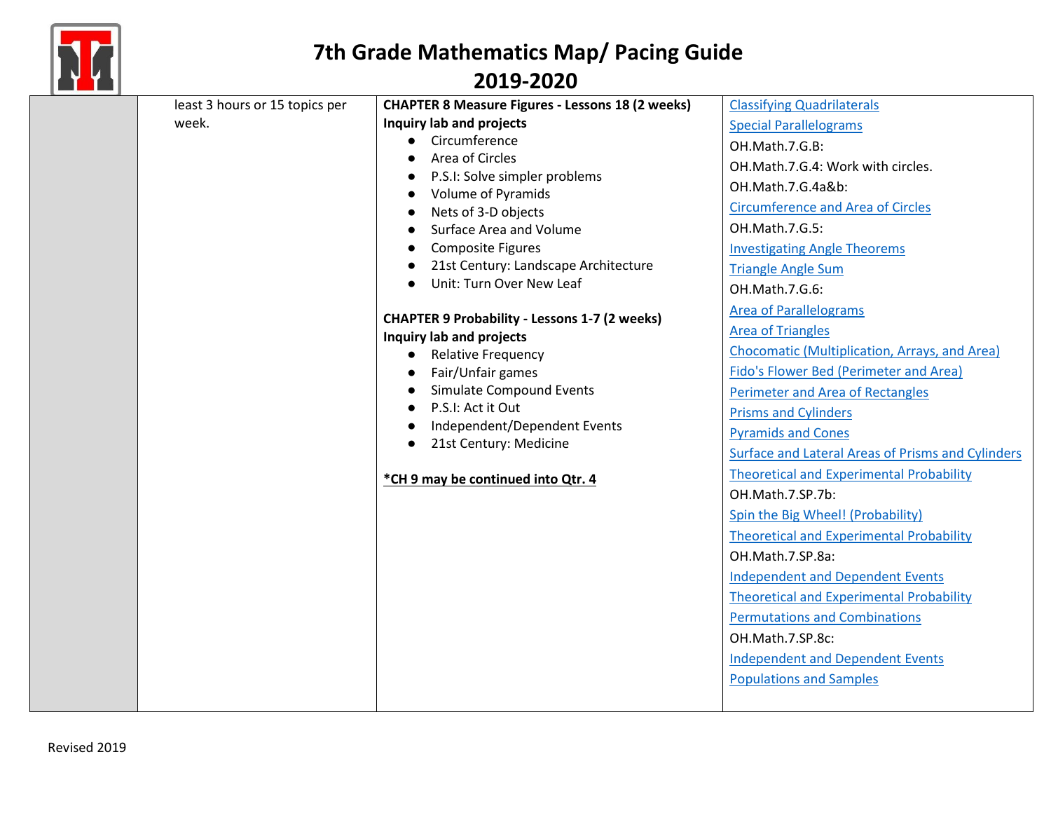# 7th Grade Mathematics Map/ Pacing Guide

## 2019-2020

| | | | |
|---|---|---|---|
| | least 3 hours or 15 topics per week. | **CHAPTER 8 Measure Figures - Lessons 18 (2 weeks)**<br>**Inquiry lab and projects**<br>● Circumference<br>● Area of Circles<br>● P.S.I: Solve simpler problems<br>● Volume of Pyramids<br>● Nets of 3-D objects<br>● Surface Area and Volume<br>● Composite Figures<br>● 21st Century: Landscape Architecture<br>● Unit: Turn Over New Leaf<br><br>**CHAPTER 9 Probability - Lessons 1-7 (2 weeks)**<br>**Inquiry lab and projects**<br>● Relative Frequency<br>● Fair/Unfair games<br>● Simulate Compound Events<br>● P.S.I: Act it Out<br>● Independent/Dependent Events<br>● 21st Century: Medicine<br><br>***CH 9 may be continued into Qtr. 4** | Classifying Quadrilaterals<br>Special Parallelograms<br>OH.Math.7.G.B:<br>OH.Math.7.G.4: Work with circles.<br>OH.Math.7.G.4a&b:<br>Circumference and Area of Circles<br>OH.Math.7.G.5:<br>Investigating Angle Theorems<br>Triangle Angle Sum<br>OH.Math.7.G.6:<br>Area of Parallelograms<br>Area of Triangles<br>Chocomatic (Multiplication, Arrays, and Area)<br>Fido's Flower Bed (Perimeter and Area)<br>Perimeter and Area of Rectangles<br>Prisms and Cylinders<br>Pyramids and Cones<br>Surface and Lateral Areas of Prisms and Cylinders<br>Theoretical and Experimental Probability<br>OH.Math.7.SP.7b:<br>Spin the Big Wheel! (Probability)<br>Theoretical and Experimental Probability<br>OH.Math.7.SP.8a:<br>Independent and Dependent Events<br>Theoretical and Experimental Probability<br>Permutations and Combinations<br>OH.Math.7.SP.8c:<br>Independent and Dependent Events<br>Populations and Samples |

Revised 2019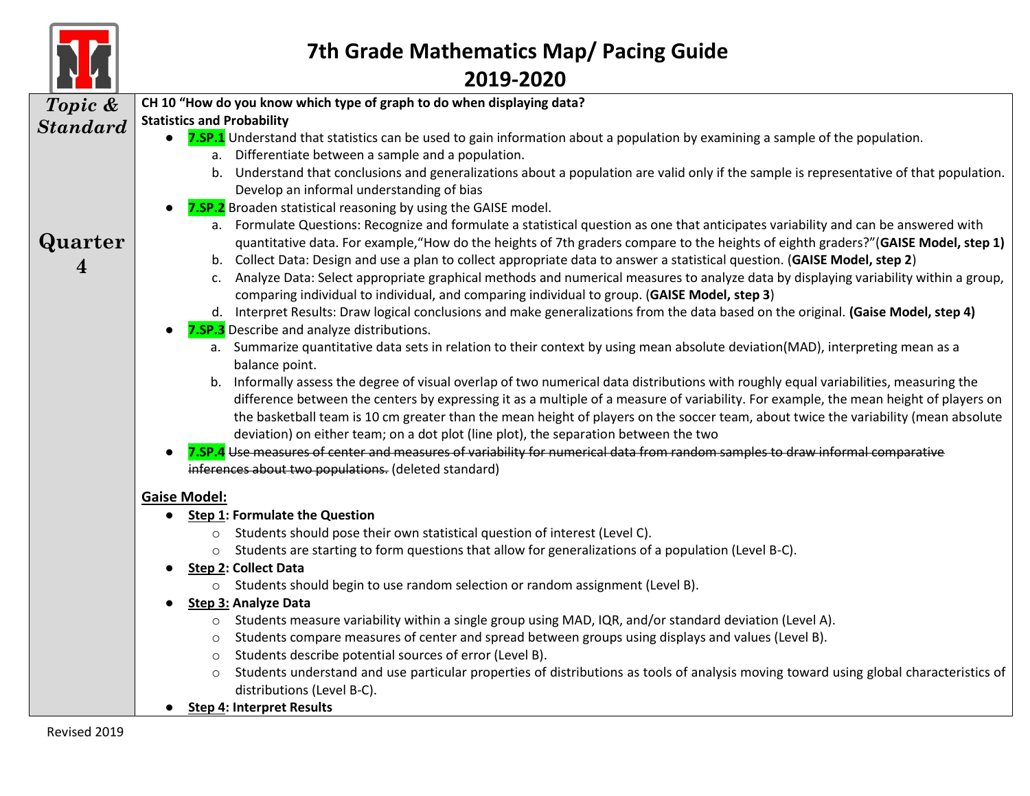# 7th Grade Mathematics Map/ Pacing Guide
## 2019-2020

| *Topic & Standard* | |
|---|---|
| **Quarter 4** | **CH 10 "How do you know which type of graph to do when displaying data?**<br>**Statistics and Probability**<br>● **7.SP.1** Understand that statistics can be used to gain information about a population by examining a sample of the population.<br>a. Differentiate between a sample and a population.<br>b. Understand that conclusions and generalizations about a population are valid only if the sample is representative of that population. Develop an informal understanding of bias<br>● **7.SP.2** Broaden statistical reasoning by using the GAISE model.<br>a. Formulate Questions: Recognize and formulate a statistical question as one that anticipates variability and can be answered with quantitative data. For example,"How do the heights of 7th graders compare to the heights of eighth graders?"(**GAISE Model, step 1)**<br>b. Collect Data: Design and use a plan to collect appropriate data to answer a statistical question. (**GAISE Model, step 2**)<br>c. Analyze Data: Select appropriate graphical methods and numerical measures to analyze data by displaying variability within a group, comparing individual to individual, and comparing individual to group. (**GAISE Model, step 3**)<br>d. Interpret Results: Draw logical conclusions and make generalizations from the data based on the original. **(Gaise Model, step 4)**<br>● **7.SP.3** Describe and analyze distributions.<br>a. Summarize quantitative data sets in relation to their context by using mean absolute deviation(MAD), interpreting mean as a balance point.<br>b. Informally assess the degree of visual overlap of two numerical data distributions with roughly equal variabilities, measuring the difference between the centers by expressing it as a multiple of a measure of variability. For example, the mean height of players on the basketball team is 10 cm greater than the mean height of players on the soccer team, about twice the variability (mean absolute deviation) on either team; on a dot plot (line plot), the separation between the two<br>● **7.SP.4** ~~Use measures of center and measures of variability for numerical data from random samples to draw informal comparative inferences about two populations.~~ (deleted standard)<br><br>**<u>Gaise Model:</u>**<br>● **<u>Step 1</u>: Formulate the Question**<br>○ Students should pose their own statistical question of interest (Level C).<br>○ Students are starting to form questions that allow for generalizations of a population (Level B-C).<br>● **<u>Step 2</u>: Collect Data**<br>○ Students should begin to use random selection or random assignment (Level B).<br>● **<u>Step 3:</u> Analyze Data**<br>○ Students measure variability within a single group using MAD, IQR, and/or standard deviation (Level A).<br>○ Students compare measures of center and spread between groups using displays and values (Level B).<br>○ Students describe potential sources of error (Level B).<br>○ Students understand and use particular properties of distributions as tools of analysis moving toward using global characteristics of distributions (Level B-C).<br>● **<u>Step 4</u>: Interpret Results** |

Revised 2019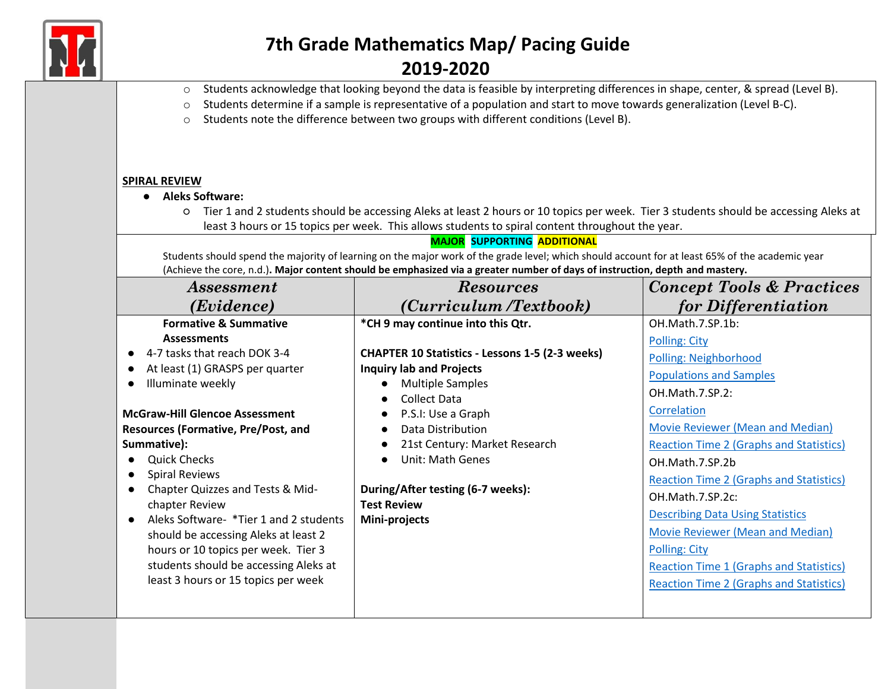# 7th Grade Mathematics Map/ Pacing Guide

## 2019-2020

- Students acknowledge that looking beyond the data is feasible by interpreting differences in shape, center, & spread (Level B).
- Students determine if a sample is representative of a population and start to move towards generalization (Level B-C).
- Students note the difference between two groups with different conditions (Level B).

**SPIRAL REVIEW**

- **Aleks Software:**
  - Tier 1 and 2 students should be accessing Aleks at least 2 hours or 10 topics per week. Tier 3 students should be accessing Aleks at least 3 hours or 15 topics per week. This allows students to spiral content throughout the year.

**MAJOR** **SUPPORTING** **ADDITIONAL**

Students should spend the majority of learning on the major work of the grade level; which should account for at least 65% of the academic year (Achieve the core, n.d.). **Major content should be emphasized via a greater number of days of instruction, depth and mastery.**

| *Assessment (Evidence)* | *Resources (Curriculum /Textbook)* | *Concept Tools & Practices for Differentiation* |
|---|---|---|
| **Formative & Summative Assessments**<br>• 4-7 tasks that reach DOK 3-4<br>• At least (1) GRASPS per quarter<br>• Illuminate weekly<br><br>**McGraw-Hill Glencoe Assessment Resources (Formative, Pre/Post, and Summative):**<br>• Quick Checks<br>• Spiral Reviews<br>• Chapter Quizzes and Tests & Mid-chapter Review<br>• Aleks Software- *Tier 1 and 2 students should be accessing Aleks at least 2 hours or 10 topics per week. Tier 3 students should be accessing Aleks at least 3 hours or 15 topics per week | **\*CH 9 may continue into this Qtr.**<br><br>**CHAPTER 10 Statistics - Lessons 1-5 (2-3 weeks)**<br>**Inquiry lab and Projects**<br>• Multiple Samples<br>• Collect Data<br>• P.S.I: Use a Graph<br>• Data Distribution<br>• 21st Century: Market Research<br>• Unit: Math Genes<br><br>**During/After testing (6-7 weeks):**<br>**Test Review**<br>**Mini-projects** | OH.Math.7.SP.1b:<br>Polling: City<br>Polling: Neighborhood<br>Populations and Samples<br>OH.Math.7.SP.2:<br>Correlation<br>Movie Reviewer (Mean and Median)<br>Reaction Time 2 (Graphs and Statistics)<br>OH.Math.7.SP.2b<br>Reaction Time 2 (Graphs and Statistics)<br>OH.Math.7.SP.2c:<br>Describing Data Using Statistics<br>Movie Reviewer (Mean and Median)<br>Polling: City<br>Reaction Time 1 (Graphs and Statistics)<br>Reaction Time 2 (Graphs and Statistics) |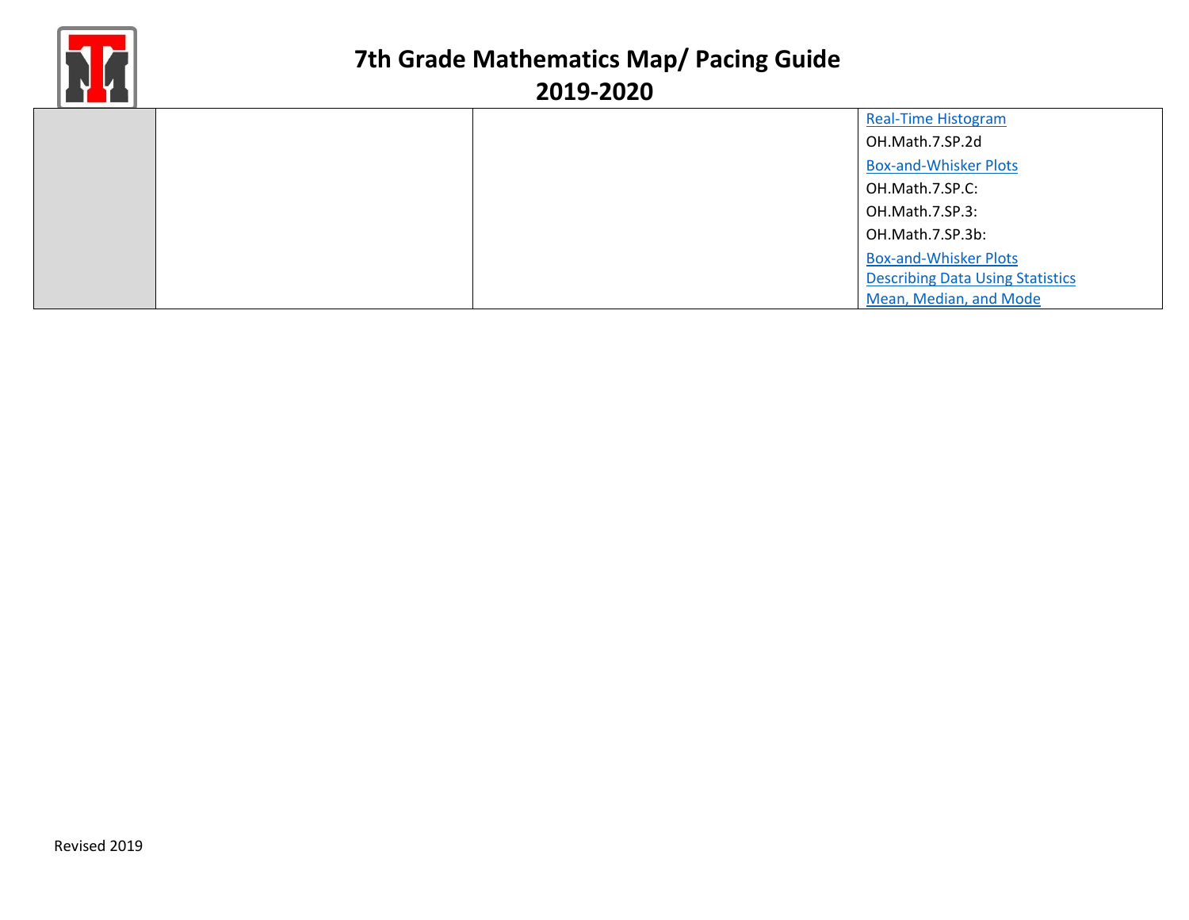| | | | |
|---|---|---|---|
| | | | Real-Time Histogram<br>OH.Math.7.SP.2d<br>Box-and-Whisker Plots<br>OH.Math.7.SP.C:<br>OH.Math.7.SP.3:<br>OH.Math.7.SP.3b:<br>Box-and-Whisker Plots<br>Describing Data Using Statistics<br>Mean, Median, and Mode |

Revised 2019